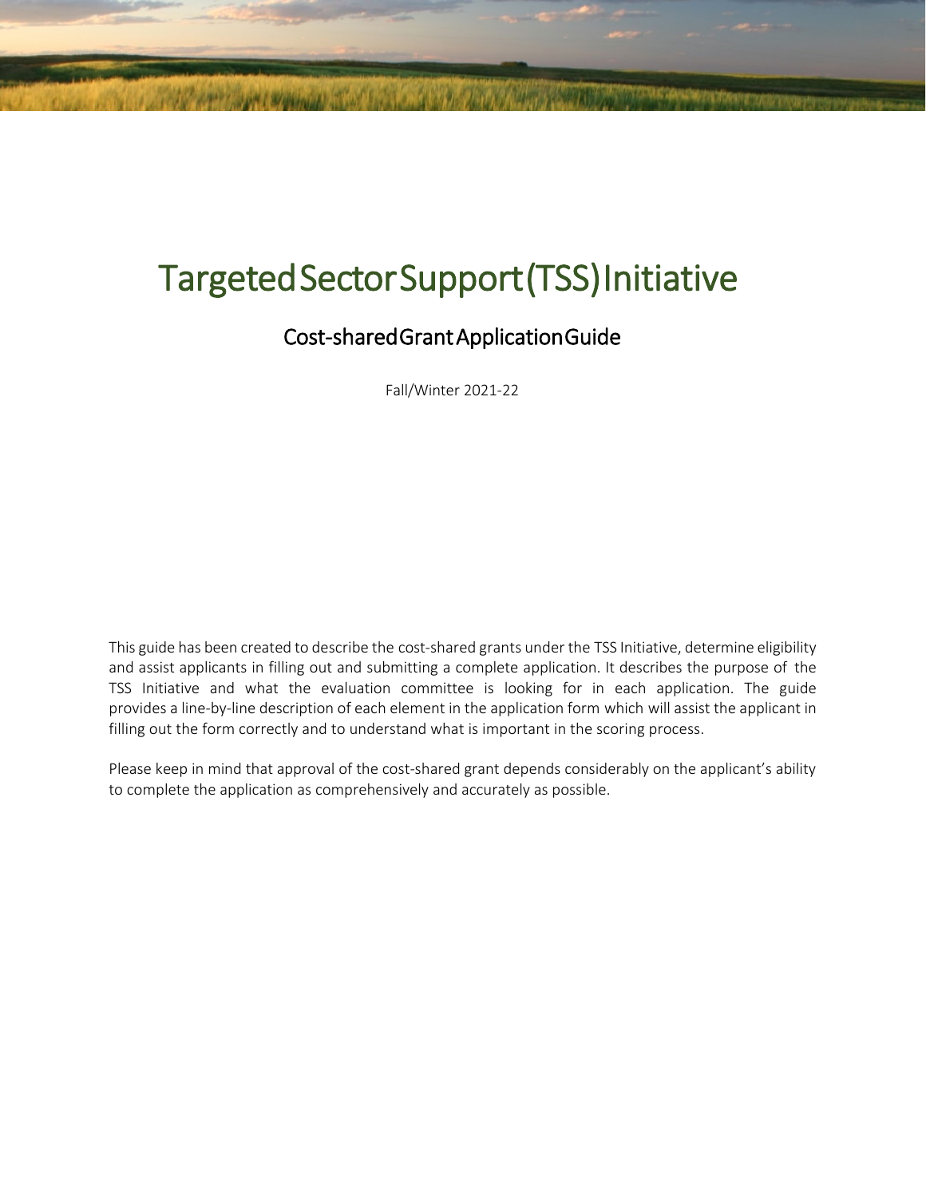# Targeted Sector Support (TSS) Initiative

## Cost-shared Grant Application Guide

Fall/Winter 2021-22

This guide has been created to describe the cost-shared grants under the TSS Initiative, determine eligibility and assist applicants in filling out and submitting a complete application. It describes the purpose of the TSS Initiative and what the evaluation committee is looking for in each application. The guide provides a line-by-line description of each element in the application form which will assist the applicant in filling out the form correctly and to understand what is important in the scoring process.

Please keep in mind that approval of the cost-shared grant depends considerably on the applicant's ability to complete the application as comprehensively and accurately as possible.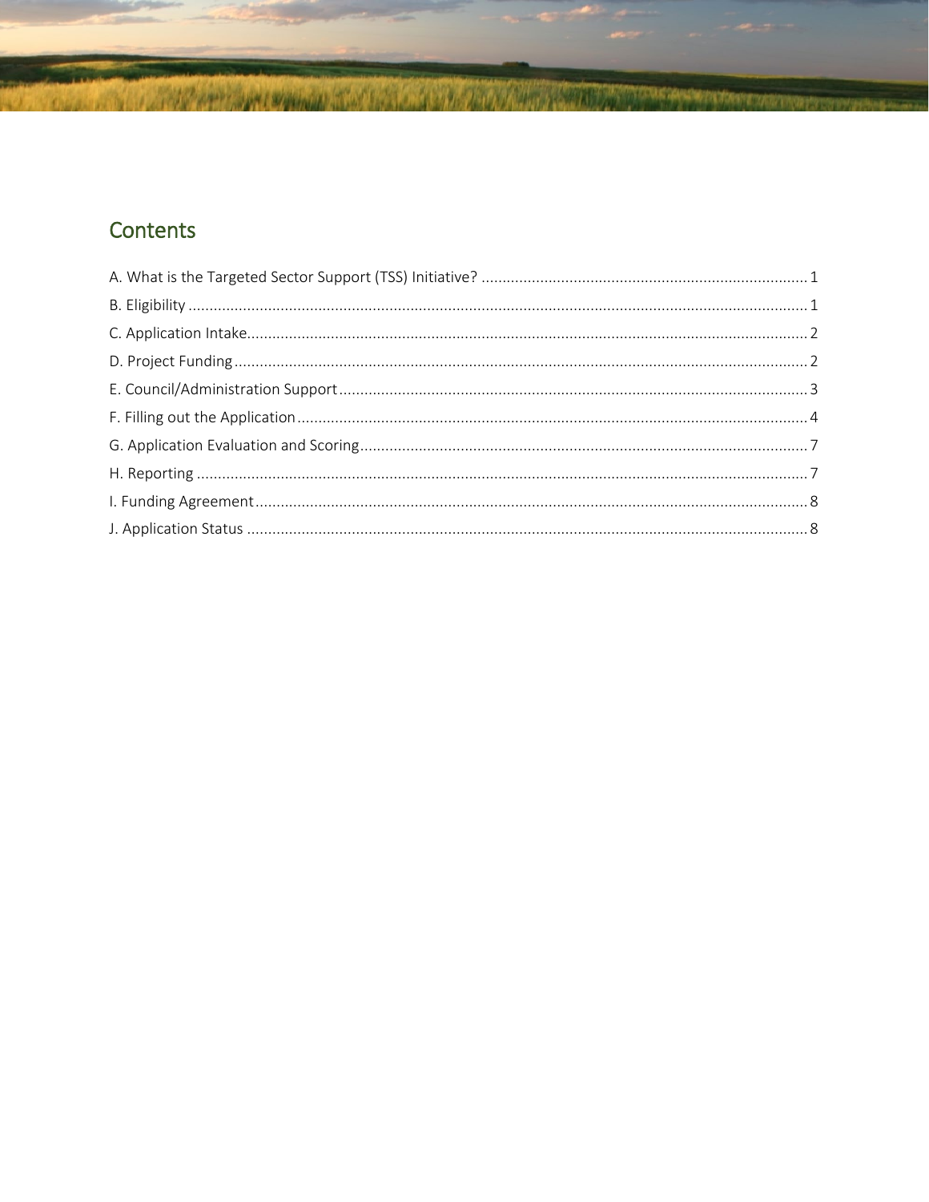## Contents

A. What is the Targeted Sector Support (TSS) Initiative? .... 1
B. Eligibility .... 1
C. Application Intake .... 2
D. Project Funding .... 2
E. Council/Administration Support .... 3
F. Filling out the Application .... 4
G. Application Evaluation and Scoring .... 7
H. Reporting .... 7
I. Funding Agreement .... 8
J. Application Status .... 8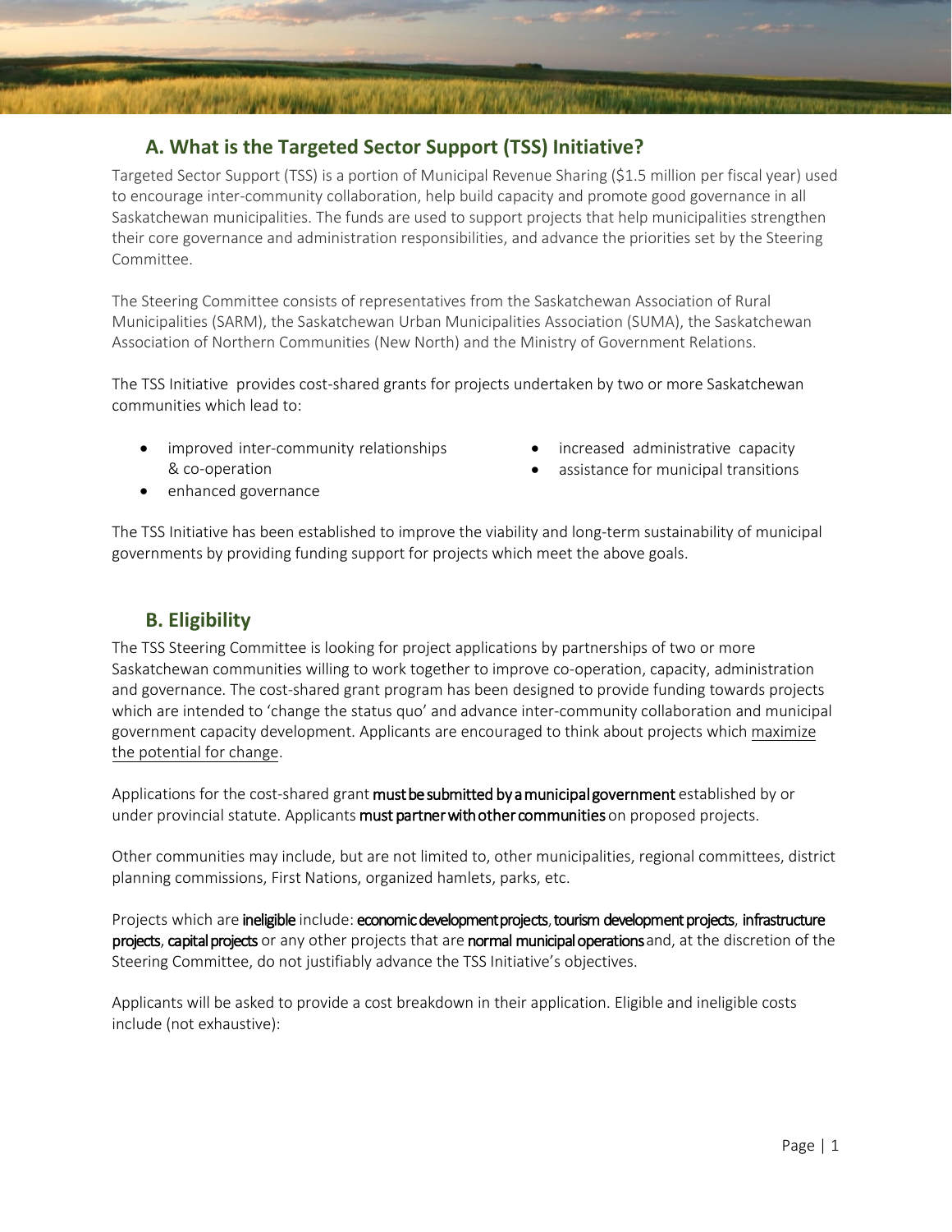## A. What is the Targeted Sector Support (TSS) Initiative?

Targeted Sector Support (TSS) is a portion of Municipal Revenue Sharing ($1.5 million per fiscal year) used to encourage inter-community collaboration, help build capacity and promote good governance in all Saskatchewan municipalities. The funds are used to support projects that help municipalities strengthen their core governance and administration responsibilities, and advance the priorities set by the Steering Committee.

The Steering Committee consists of representatives from the Saskatchewan Association of Rural Municipalities (SARM), the Saskatchewan Urban Municipalities Association (SUMA), the Saskatchewan Association of Northern Communities (New North) and the Ministry of Government Relations.

The TSS Initiative provides cost-shared grants for projects undertaken by two or more Saskatchewan communities which lead to:

- improved inter-community relationships & co-operation
- enhanced governance
- increased administrative capacity
- assistance for municipal transitions

The TSS Initiative has been established to improve the viability and long-term sustainability of municipal governments by providing funding support for projects which meet the above goals.

## B. Eligibility

The TSS Steering Committee is looking for project applications by partnerships of two or more Saskatchewan communities willing to work together to improve co-operation, capacity, administration and governance. The cost-shared grant program has been designed to provide funding towards projects which are intended to 'change the status quo' and advance inter-community collaboration and municipal government capacity development. Applicants are encouraged to think about projects which maximize the potential for change.

Applications for the cost-shared grant **must be submitted by a municipal government** established by or under provincial statute. Applicants **must partner with other communities** on proposed projects.

Other communities may include, but are not limited to, other municipalities, regional committees, district planning commissions, First Nations, organized hamlets, parks, etc.

Projects which are **ineligible** include: **economic development projects**, **tourism development projects**, **infrastructure projects**, **capital projects** or any other projects that are **normal municipal operations** and, at the discretion of the Steering Committee, do not justifiably advance the TSS Initiative's objectives.

Applicants will be asked to provide a cost breakdown in their application. Eligible and ineligible costs include (not exhaustive):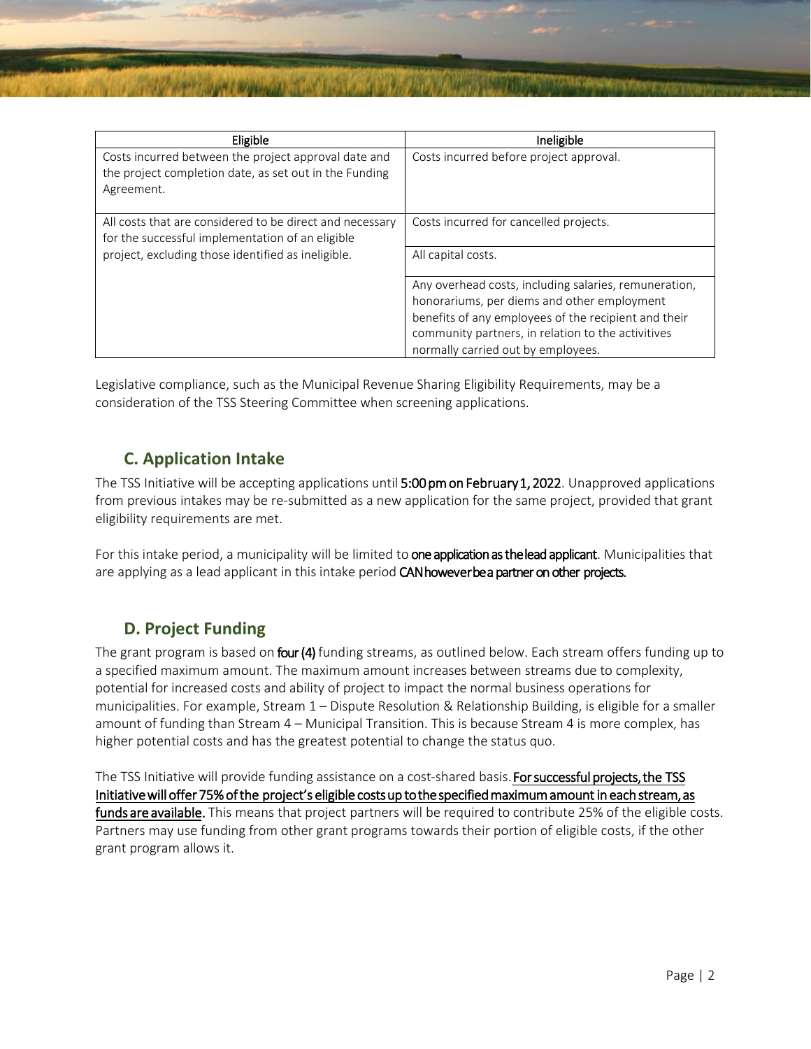| Eligible | Ineligible |
|---|---|
| Costs incurred between the project approval date and the project completion date, as set out in the Funding Agreement. | Costs incurred before project approval. |
| All costs that are considered to be direct and necessary for the successful implementation of an eligible project, excluding those identified as ineligible. | Costs incurred for cancelled projects. |
| | All capital costs. |
| | Any overhead costs, including salaries, remuneration, honorariums, per diems and other employment benefits of any employees of the recipient and their community partners, in relation to the activitives normally carried out by employees. |

Legislative compliance, such as the Municipal Revenue Sharing Eligibility Requirements, may be a consideration of the TSS Steering Committee when screening applications.

## C. Application Intake

The TSS Initiative will be accepting applications until **5:00 pm on February 1, 2022**. Unapproved applications from previous intakes may be re-submitted as a new application for the same project, provided that grant eligibility requirements are met.

For this intake period, a municipality will be limited to **one application as the lead applicant**. Municipalities that are applying as a lead applicant in this intake period **CAN however be a partner on other projects.**

## D. Project Funding

The grant program is based on **four (4)** funding streams, as outlined below. Each stream offers funding up to a specified maximum amount. The maximum amount increases between streams due to complexity, potential for increased costs and ability of project to impact the normal business operations for municipalities. For example, Stream 1 – Dispute Resolution & Relationship Building, is eligible for a smaller amount of funding than Stream 4 – Municipal Transition. This is because Stream 4 is more complex, has higher potential costs and has the greatest potential to change the status quo.

The TSS Initiative will provide funding assistance on a cost-shared basis. **For successful projects, the TSS Initiative will offer 75% of the project's eligible costs up to the specified maximum amount in each stream, as funds are available.** This means that project partners will be required to contribute 25% of the eligible costs. Partners may use funding from other grant programs towards their portion of eligible costs, if the other grant program allows it.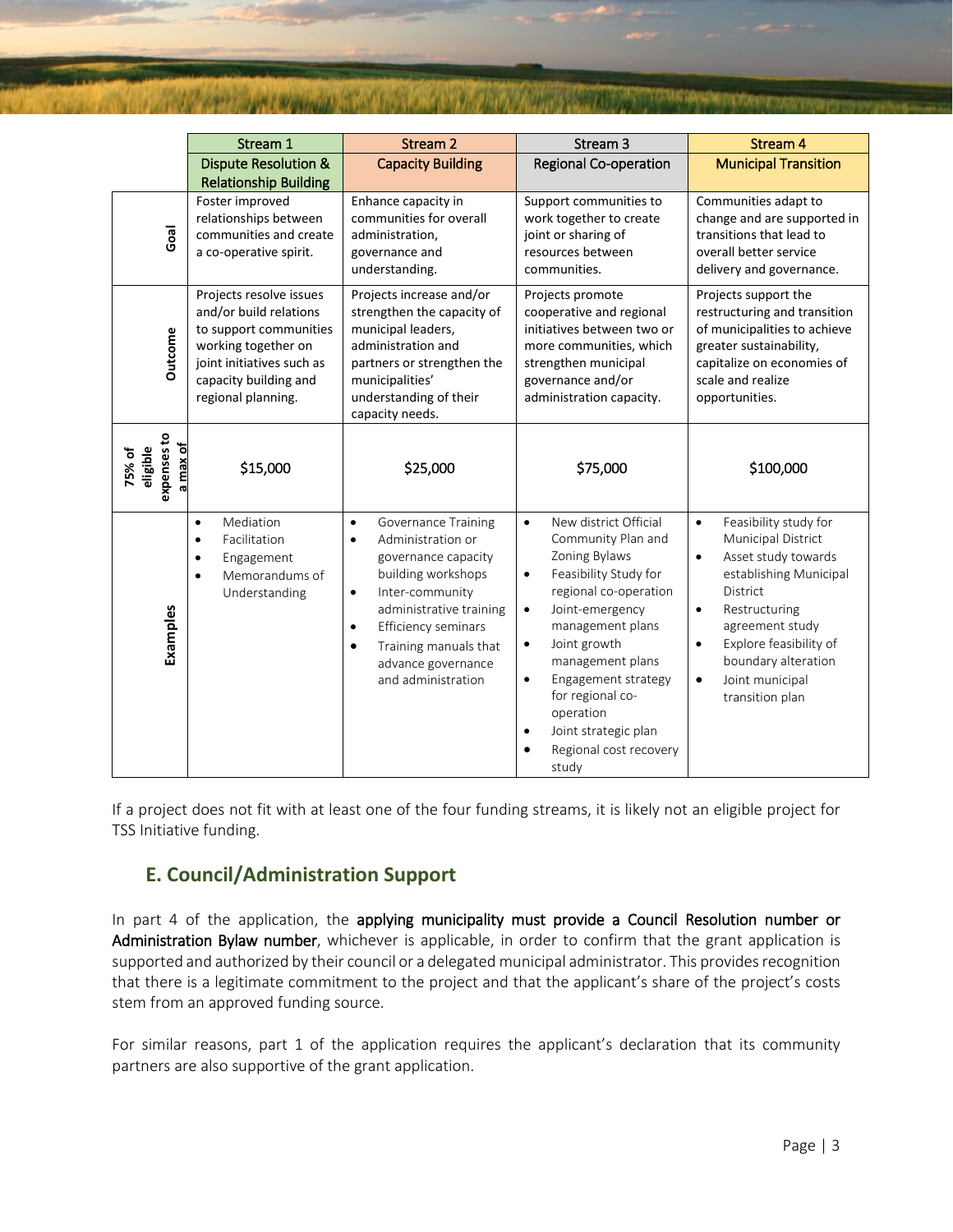| | Stream 1 | Stream 2 | Stream 3 | Stream 4 |
|---|---|---|---|---|
| | Dispute Resolution & Relationship Building | Capacity Building | Regional Co-operation | Municipal Transition |
| Goal | Foster improved relationships between communities and create a co-operative spirit. | Enhance capacity in communities for overall administration, governance and understanding. | Support communities to work together to create joint or sharing of resources between communities. | Communities adapt to change and are supported in transitions that lead to overall better service delivery and governance. |
| Outcome | Projects resolve issues and/or build relations to support communities working together on joint initiatives such as capacity building and regional planning. | Projects increase and/or strengthen the capacity of municipal leaders, administration and partners or strengthen the municipalities' understanding of their capacity needs. | Projects promote cooperative and regional initiatives between two or more communities, which strengthen municipal governance and/or administration capacity. | Projects support the restructuring and transition of municipalities to achieve greater sustainability, capitalize on economies of scale and realize opportunities. |
| 75% of eligible expenses to a max of | $15,000 | $25,000 | $75,000 | $100,000 |
| Examples | • Mediation<br>• Facilitation<br>• Engagement<br>• Memorandums of Understanding | • Governance Training<br>• Administration or governance capacity building workshops<br>• Inter-community administrative training<br>• Efficiency seminars<br>• Training manuals that advance governance and administration | • New district Official Community Plan and Zoning Bylaws<br>• Feasibility Study for regional co-operation<br>• Joint-emergency management plans<br>• Joint growth management plans<br>• Engagement strategy for regional co-operation<br>• Joint strategic plan<br>• Regional cost recovery study | • Feasibility study for Municipal District<br>• Asset study towards establishing Municipal District<br>• Restructuring agreement study<br>• Explore feasibility of boundary alteration<br>• Joint municipal transition plan |

If a project does not fit with at least one of the four funding streams, it is likely not an eligible project for TSS Initiative funding.

## E. Council/Administration Support

In part 4 of the application, the **applying municipality must provide a Council Resolution number or Administration Bylaw number**, whichever is applicable, in order to confirm that the grant application is supported and authorized by their council or a delegated municipal administrator. This provides recognition that there is a legitimate commitment to the project and that the applicant's share of the project's costs stem from an approved funding source.

For similar reasons, part 1 of the application requires the applicant's declaration that its community partners are also supportive of the grant application.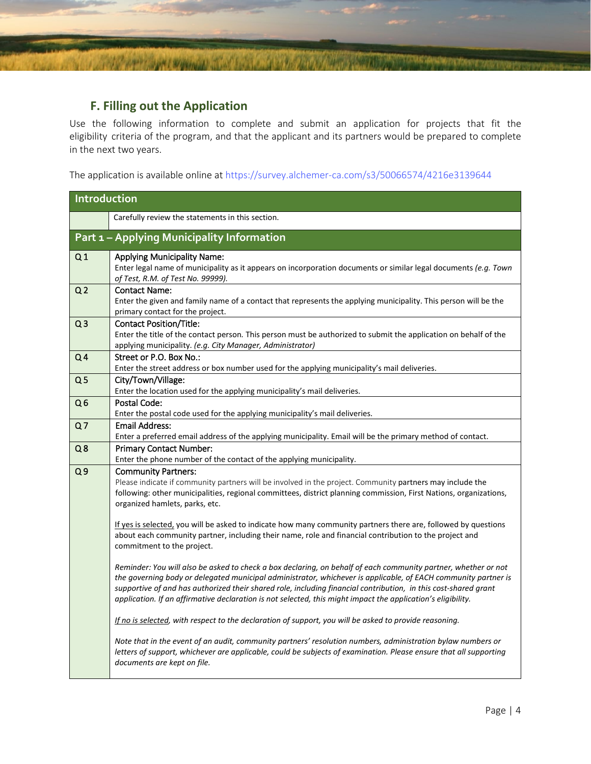## F. Filling out the Application

Use the following information to complete and submit an application for projects that fit the eligibility criteria of the program, and that the applicant and its partners would be prepared to complete in the next two years.

The application is available online at https://survey.alchemer-ca.com/s3/50066574/4216e3139644

| Introduction | |
|---|---|
| | Carefully review the statements in this section. |
| **Part 1 – Applying Municipality Information** | |
| Q 1 | Applying Municipality Name:<br>Enter legal name of municipality as it appears on incorporation documents or similar legal documents *(e.g. Town of Test, R.M. of Test No. 99999).* |
| Q 2 | Contact Name:<br>Enter the given and family name of a contact that represents the applying municipality. This person will be the primary contact for the project. |
| Q 3 | Contact Position/Title:<br>Enter the title of the contact person. This person must be authorized to submit the application on behalf of the applying municipality. *(e.g. City Manager, Administrator)* |
| Q 4 | Street or P.O. Box No.:<br>Enter the street address or box number used for the applying municipality's mail deliveries. |
| Q 5 | City/Town/Village:<br>Enter the location used for the applying municipality's mail deliveries. |
| Q 6 | Postal Code:<br>Enter the postal code used for the applying municipality's mail deliveries. |
| Q 7 | Email Address:<br>Enter a preferred email address of the applying municipality. Email will be the primary method of contact. |
| Q 8 | Primary Contact Number:<br>Enter the phone number of the contact of the applying municipality. |
| Q 9 | Community Partners:<br>Please indicate if community partners will be involved in the project. Community partners may include the following: other municipalities, regional committees, district planning commission, First Nations, organizations, organized hamlets, parks, etc.<br><br>If yes is selected, you will be asked to indicate how many community partners there are, followed by questions about each community partner, including their name, role and financial contribution to the project and commitment to the project.<br><br>*Reminder: You will also be asked to check a box declaring, on behalf of each community partner, whether or not the governing body or delegated municipal administrator, whichever is applicable, of EACH community partner is supportive of and has authorized their shared role, including financial contribution, in this cost-shared grant application. If an affirmative declaration is not selected, this might impact the application's eligibility.*<br><br>*If no is selected, with respect to the declaration of support, you will be asked to provide reasoning.*<br><br>*Note that in the event of an audit, community partners' resolution numbers, administration bylaw numbers or letters of support, whichever are applicable, could be subjects of examination. Please ensure that all supporting documents are kept on file.* |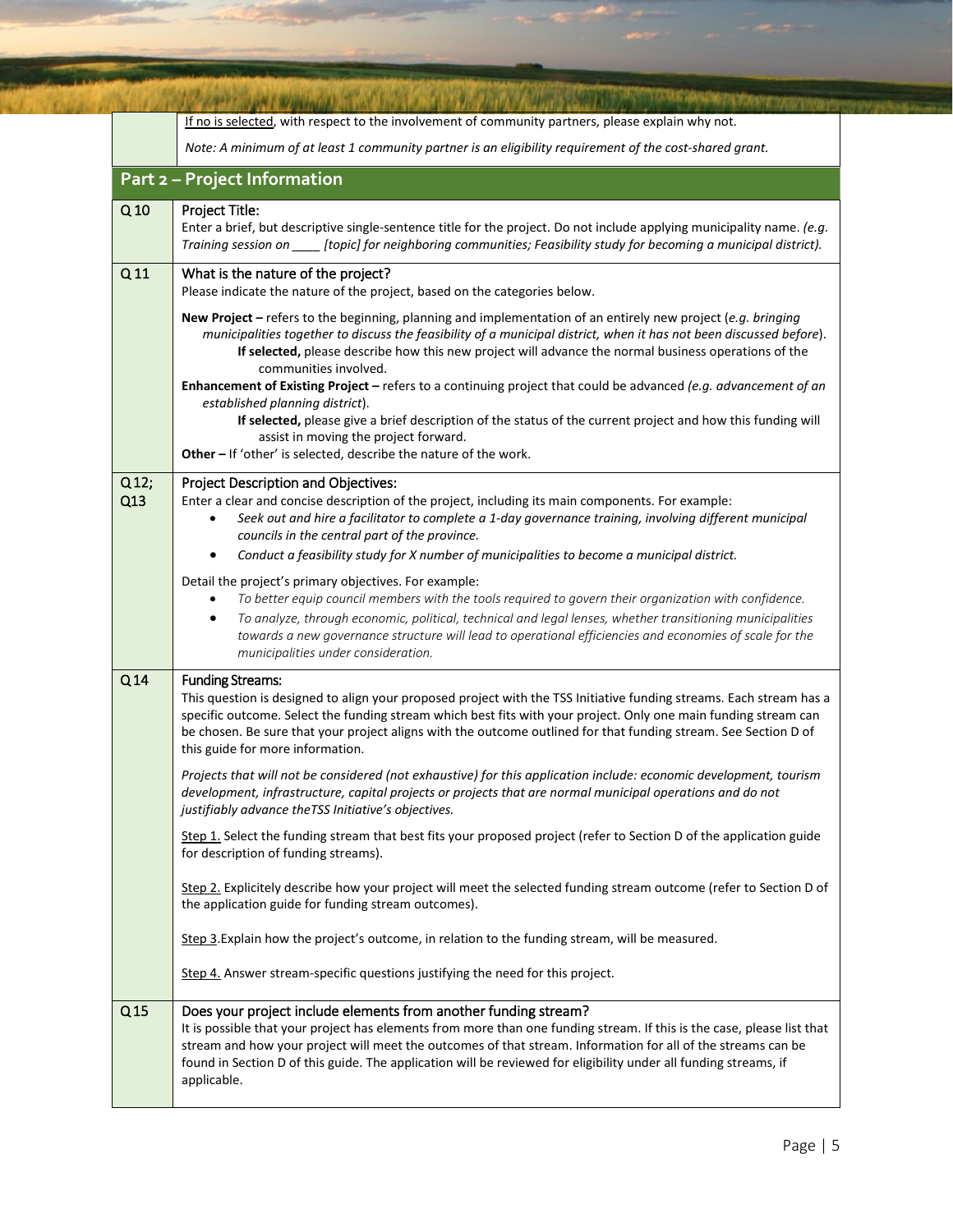| | |
|---|---|
| | <u>If no is selected</u>, with respect to the involvement of community partners, please explain why not.<br><br>*Note: A minimum of at least 1 community partner is an eligibility requirement of the cost-shared grant.* |

## Part 2 – Project Information

| | |
|---|---|
| Q 10 | Project Title:<br>Enter a brief, but descriptive single-sentence title for the project. Do not include applying municipality name. *(e.g. Training session on ____ [topic] for neighboring communities; Feasibility study for becoming a municipal district).* |
| Q 11 | What is the nature of the project?<br>Please indicate the nature of the project, based on the categories below.<br><br>**New Project –** refers to the beginning, planning and implementation of an entirely new project (*e.g. bringing municipalities together to discuss the feasibility of a municipal district, when it has not been discussed before*).<br>**If selected,** please describe how this new project will advance the normal business operations of the communities involved.<br>**Enhancement of Existing Project –** refers to a continuing project that could be advanced *(e.g. advancement of an established planning district*).<br>**If selected,** please give a brief description of the status of the current project and how this funding will assist in moving the project forward.<br>**Other –** If 'other' is selected, describe the nature of the work. |
| Q 12; Q13 | Project Description and Objectives:<br>Enter a clear and concise description of the project, including its main components. For example:<br>• *Seek out and hire a facilitator to complete a 1-day governance training, involving different municipal councils in the central part of the province.*<br>• *Conduct a feasibility study for X number of municipalities to become a municipal district.*<br><br>Detail the project's primary objectives. For example:<br>• *To better equip council members with the tools required to govern their organization with confidence.*<br>• *To analyze, through economic, political, technical and legal lenses, whether transitioning municipalities towards a new governance structure will lead to operational efficiencies and economies of scale for the municipalities under consideration.* |
| Q 14 | Funding Streams:<br>This question is designed to align your proposed project with the TSS Initiative funding streams. Each stream has a specific outcome. Select the funding stream which best fits with your project. Only one main funding stream can be chosen. Be sure that your project aligns with the outcome outlined for that funding stream. See Section D of this guide for more information.<br><br>*Projects that will not be considered (not exhaustive) for this application include: economic development, tourism development, infrastructure, capital projects or projects that are normal municipal operations and do not justifiably advance theTSS Initiative's objectives.*<br><br><u>Step 1.</u> Select the funding stream that best fits your proposed project (refer to Section D of the application guide for description of funding streams).<br><br><u>Step 2.</u> Explicitely describe how your project will meet the selected funding stream outcome (refer to Section D of the application guide for funding stream outcomes).<br><br><u>Step 3</u>.Explain how the project's outcome, in relation to the funding stream, will be measured.<br><br><u>Step 4.</u> Answer stream-specific questions justifying the need for this project. |
| Q 15 | Does your project include elements from another funding stream?<br>It is possible that your project has elements from more than one funding stream. If this is the case, please list that stream and how your project will meet the outcomes of that stream. Information for all of the streams can be found in Section D of this guide. The application will be reviewed for eligibility under all funding streams, if applicable. |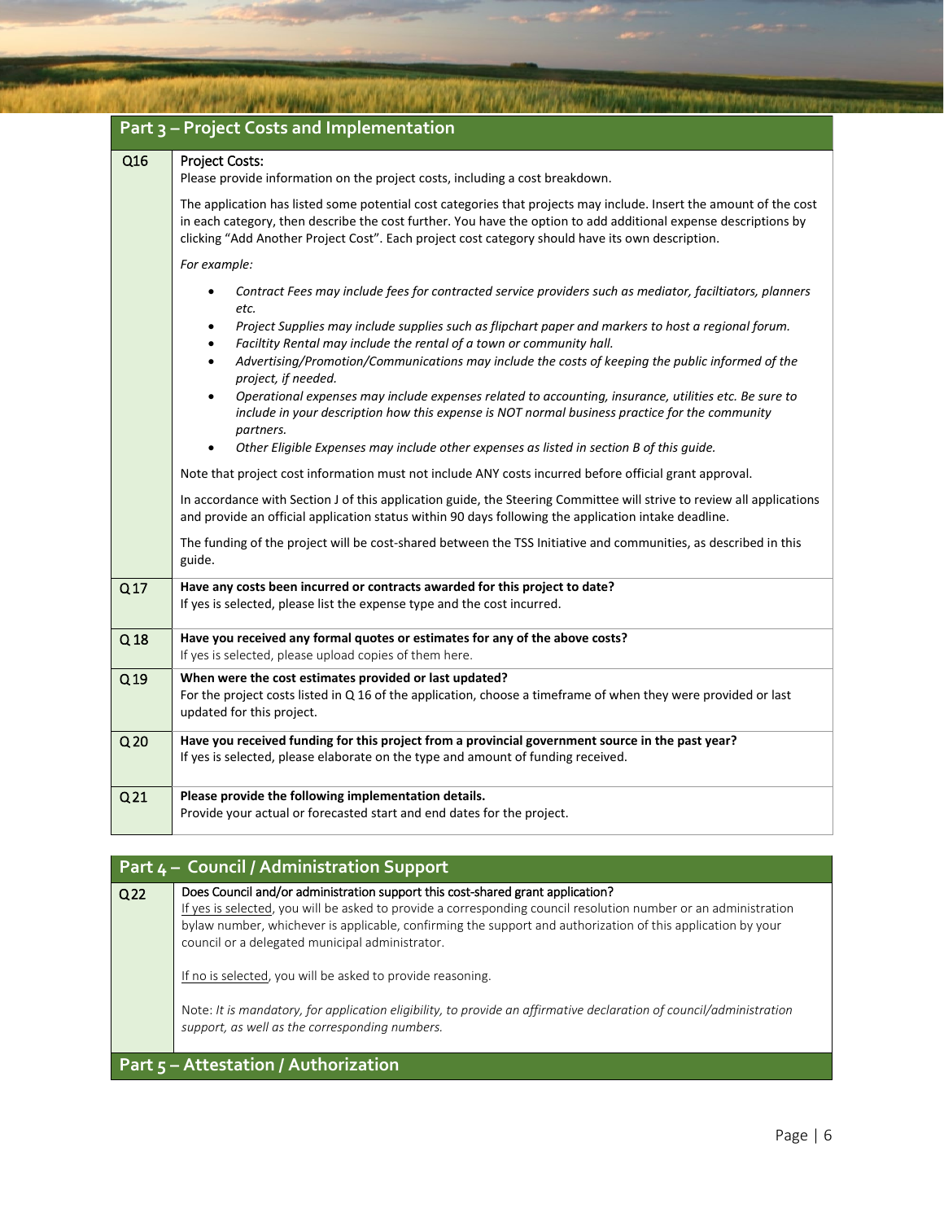## Part 3 – Project Costs and Implementation

| | |
|---|---|
| Q16 | Project Costs:<br>Please provide information on the project costs, including a cost breakdown.<br><br>The application has listed some potential cost categories that projects may include. Insert the amount of the cost in each category, then describe the cost further. You have the option to add additional expense descriptions by clicking "Add Another Project Cost". Each project cost category should have its own description.<br><br>*For example:*<br><br>• *Contract Fees may include fees for contracted service providers such as mediator, faciltiators, planners etc.*<br>• *Project Supplies may include supplies such as flipchart paper and markers to host a regional forum.*<br>• *Faciltity Rental may include the rental of a town or community hall.*<br>• *Advertising/Promotion/Communications may include the costs of keeping the public informed of the project, if needed.*<br>• *Operational expenses may include expenses related to accounting, insurance, utilities etc. Be sure to include in your description how this expense is NOT normal business practice for the community partners.*<br>• *Other Eligible Expenses may include other expenses as listed in section B of this guide.*<br><br>Note that project cost information must not include ANY costs incurred before official grant approval.<br><br>In accordance with Section J of this application guide, the Steering Committee will strive to review all applications and provide an official application status within 90 days following the application intake deadline.<br><br>The funding of the project will be cost-shared between the TSS Initiative and communities, as described in this guide. |
| Q 17 | **Have any costs been incurred or contracts awarded for this project to date?**<br>If yes is selected, please list the expense type and the cost incurred. |
| Q 18 | **Have you received any formal quotes or estimates for any of the above costs?**<br>If yes is selected, please upload copies of them here. |
| Q 19 | **When were the cost estimates provided or last updated?**<br>For the project costs listed in Q 16 of the application, choose a timeframe of when they were provided or last updated for this project. |
| Q 20 | **Have you received funding for this project from a provincial government source in the past year?**<br>If yes is selected, please elaborate on the type and amount of funding received. |
| Q 21 | **Please provide the following implementation details.**<br>Provide your actual or forecasted start and end dates for the project. |

## Part 4 – Council / Administration Support

| | |
|---|---|
| Q22 | Does Council and/or administration support this cost-shared grant application?<br>If yes is selected, you will be asked to provide a corresponding council resolution number or an administration bylaw number, whichever is applicable, confirming the support and authorization of this application by your council or a delegated municipal administrator.<br><br>If no is selected, you will be asked to provide reasoning.<br><br>Note: *It is mandatory, for application eligibility, to provide an affirmative declaration of council/administration support, as well as the corresponding numbers.* |

## Part 5 – Attestation / Authorization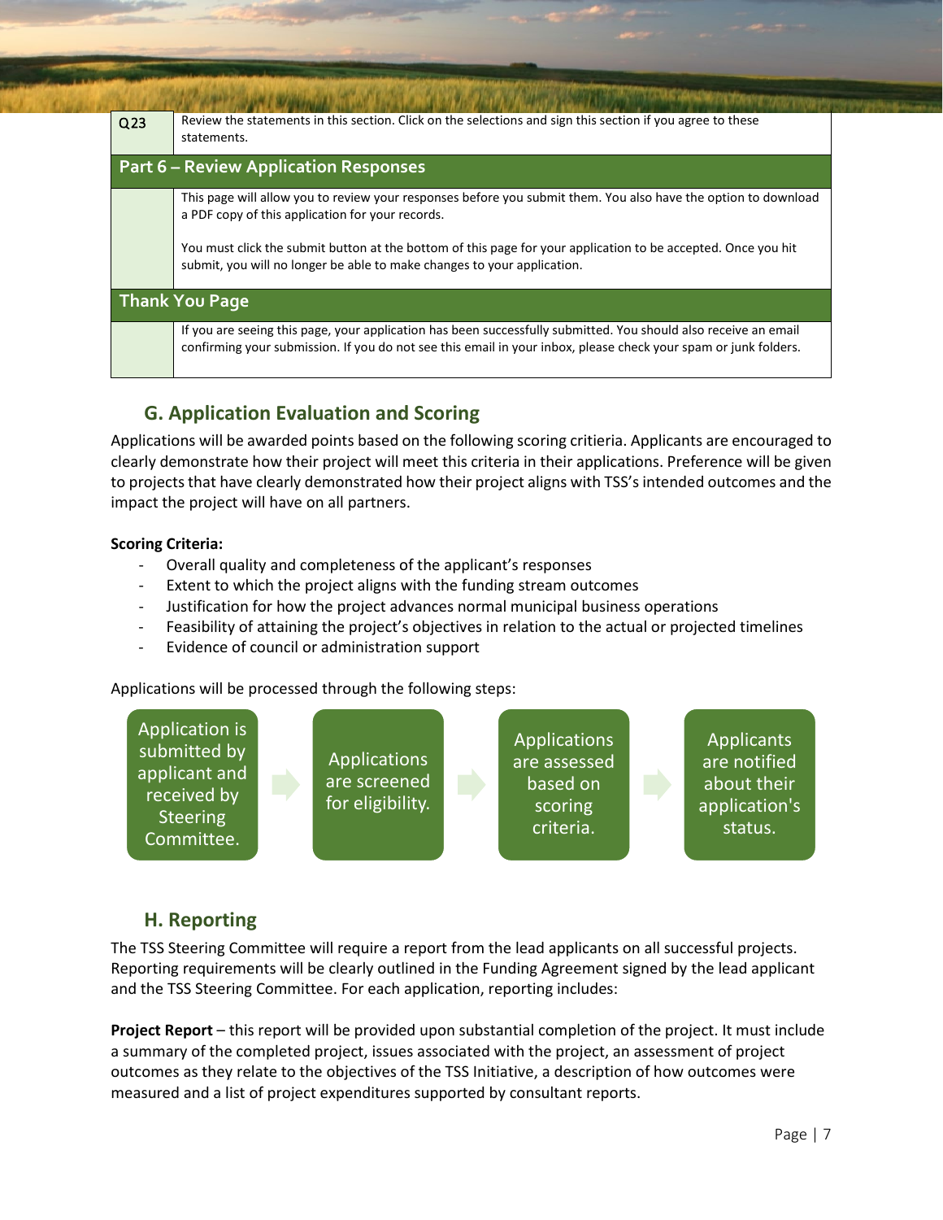| | |
|---|---|
| Q23 | Review the statements in this section. Click on the selections and sign this section if you agree to these statements. |
| **Part 6 – Review Application Responses** | |
| | This page will allow you to review your responses before you submit them. You also have the option to download a PDF copy of this application for your records.<br><br>You must click the submit button at the bottom of this page for your application to be accepted. Once you hit submit, you will no longer be able to make changes to your application. |
| **Thank You Page** | |
| | If you are seeing this page, your application has been successfully submitted. You should also receive an email confirming your submission. If you do not see this email in your inbox, please check your spam or junk folders. |

## G. Application Evaluation and Scoring

Applications will be awarded points based on the following scoring critieria. Applicants are encouraged to clearly demonstrate how their project will meet this criteria in their applications. Preference will be given to projects that have clearly demonstrated how their project aligns with TSS's intended outcomes and the impact the project will have on all partners.

**Scoring Criteria:**

- Overall quality and completeness of the applicant's responses
- Extent to which the project aligns with the funding stream outcomes
- Justification for how the project advances normal municipal business operations
- Feasibility of attaining the project's objectives in relation to the actual or projected timelines
- Evidence of council or administration support

Applications will be processed through the following steps:

1. Application is submitted by applicant and received by Steering Committee.
2. Applications are screened for eligibility.
3. Applications are assessed based on scoring criteria.
4. Applicants are notified about their application's status.

## H. Reporting

The TSS Steering Committee will require a report from the lead applicants on all successful projects. Reporting requirements will be clearly outlined in the Funding Agreement signed by the lead applicant and the TSS Steering Committee. For each application, reporting includes:

**Project Report** – this report will be provided upon substantial completion of the project. It must include a summary of the completed project, issues associated with the project, an assessment of project outcomes as they relate to the objectives of the TSS Initiative, a description of how outcomes were measured and a list of project expenditures supported by consultant reports.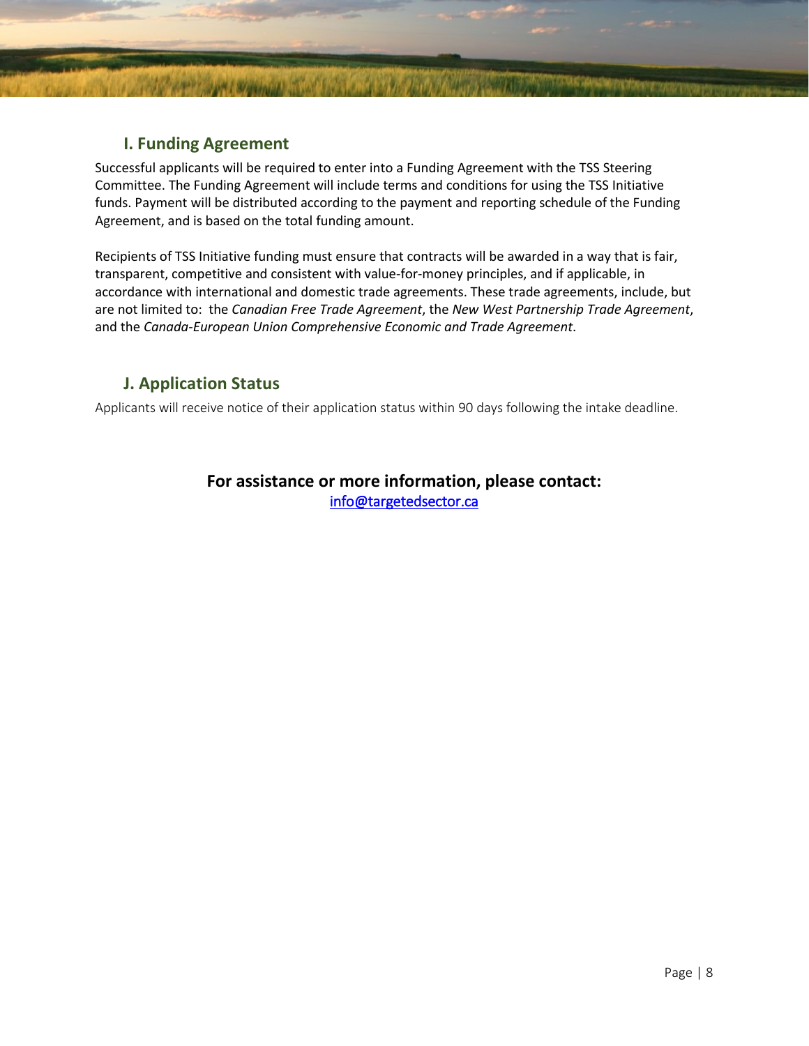## I. Funding Agreement

Successful applicants will be required to enter into a Funding Agreement with the TSS Steering Committee. The Funding Agreement will include terms and conditions for using the TSS Initiative funds. Payment will be distributed according to the payment and reporting schedule of the Funding Agreement, and is based on the total funding amount.

Recipients of TSS Initiative funding must ensure that contracts will be awarded in a way that is fair, transparent, competitive and consistent with value-for-money principles, and if applicable, in accordance with international and domestic trade agreements. These trade agreements, include, but are not limited to: the *Canadian Free Trade Agreement*, the *New West Partnership Trade Agreement*, and the *Canada-European Union Comprehensive Economic and Trade Agreement*.

## J. Application Status

Applicants will receive notice of their application status within 90 days following the intake deadline.

**For assistance or more information, please contact:**
info@targetedsector.ca